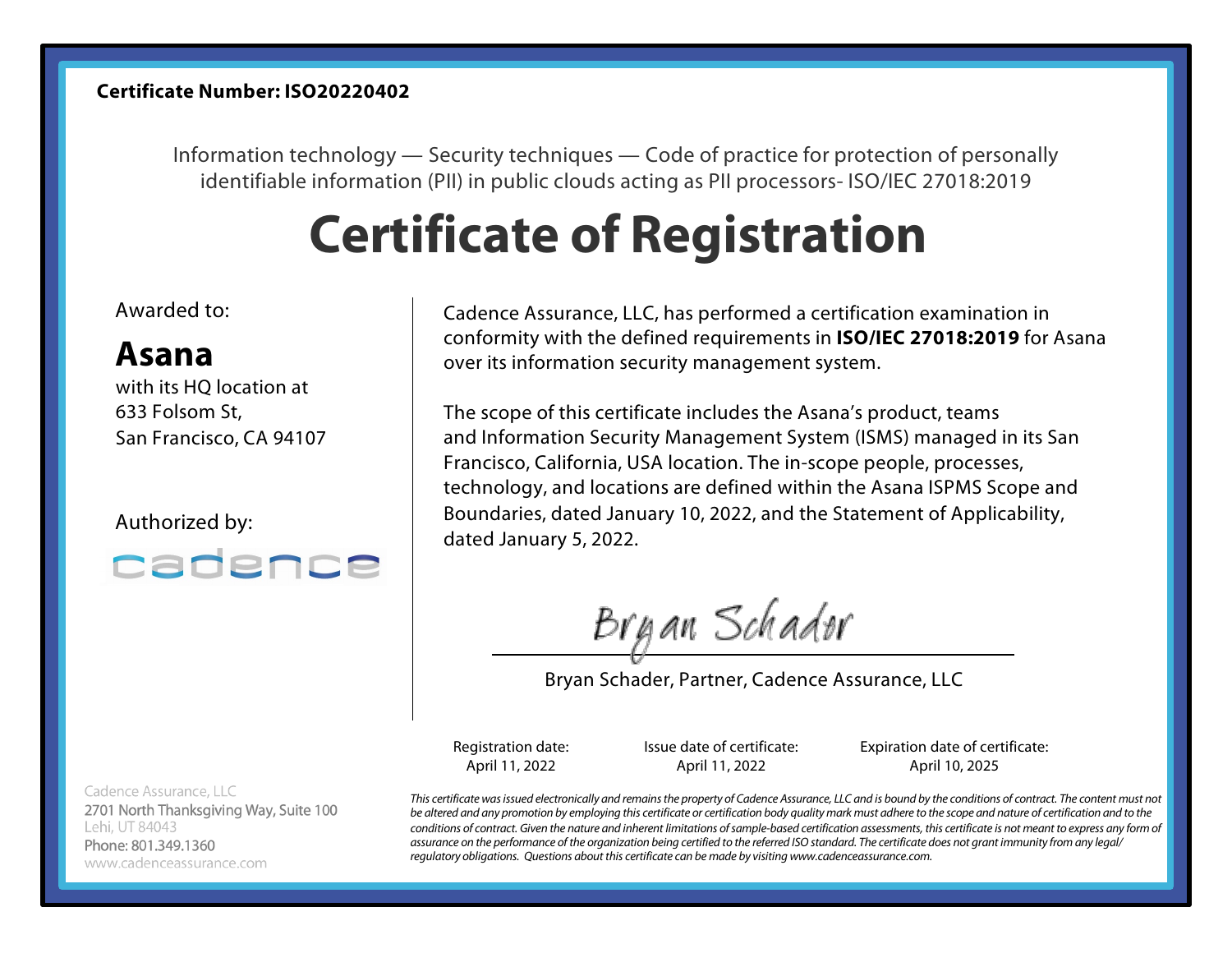**Certificate Number: ISO20220402**

Information technology — Security techniques — Code of practice for protection of personally identifiable information (PII) in public clouds acting as PII processors- ISO/IEC 27018:2019

# Certificate of Registration

Awarded to:

## Asana

with its HQ location at
633 Folsom St,
San Francisco, CA 94107

Authorized by:

cadence

Cadence Assurance, LLC, has performed a certification examination in conformity with the defined requirements in **ISO/IEC 27018:2019** for Asana over its information security management system.

The scope of this certificate includes the Asana's product, teams and Information Security Management System (ISMS) managed in its San Francisco, California, USA location. The in-scope people, processes, technology, and locations are defined within the Asana ISPMS Scope and Boundaries, dated January 10, 2022, and the Statement of Applicability, dated January 5, 2022.

Bryan Schader

Bryan Schader, Partner, Cadence Assurance, LLC

| Registration date: | Issue date of certificate: | Expiration date of certificate: |
|---|---|---|
| April 11, 2022 | April 11, 2022 | April 10, 2025 |

Cadence Assurance, LLC
2701 North Thanksgiving Way, Suite 100
Lehi, UT 84043
Phone: 801.349.1360
www.cadenceassurance.com

*This certificate was issued electronically and remains the property of Cadence Assurance, LLC and is bound by the conditions of contract. The content must not be altered and any promotion by employing this certificate or certification body quality mark must adhere to the scope and nature of certification and to the conditions of contract. Given the nature and inherent limitations of sample-based certification assessments, this certificate is not meant to express any form of assurance on the performance of the organization being certified to the referred ISO standard. The certificate does not grant immunity from any legal/ regulatory obligations. Questions about this certificate can be made by visiting www.cadenceassurance.com.*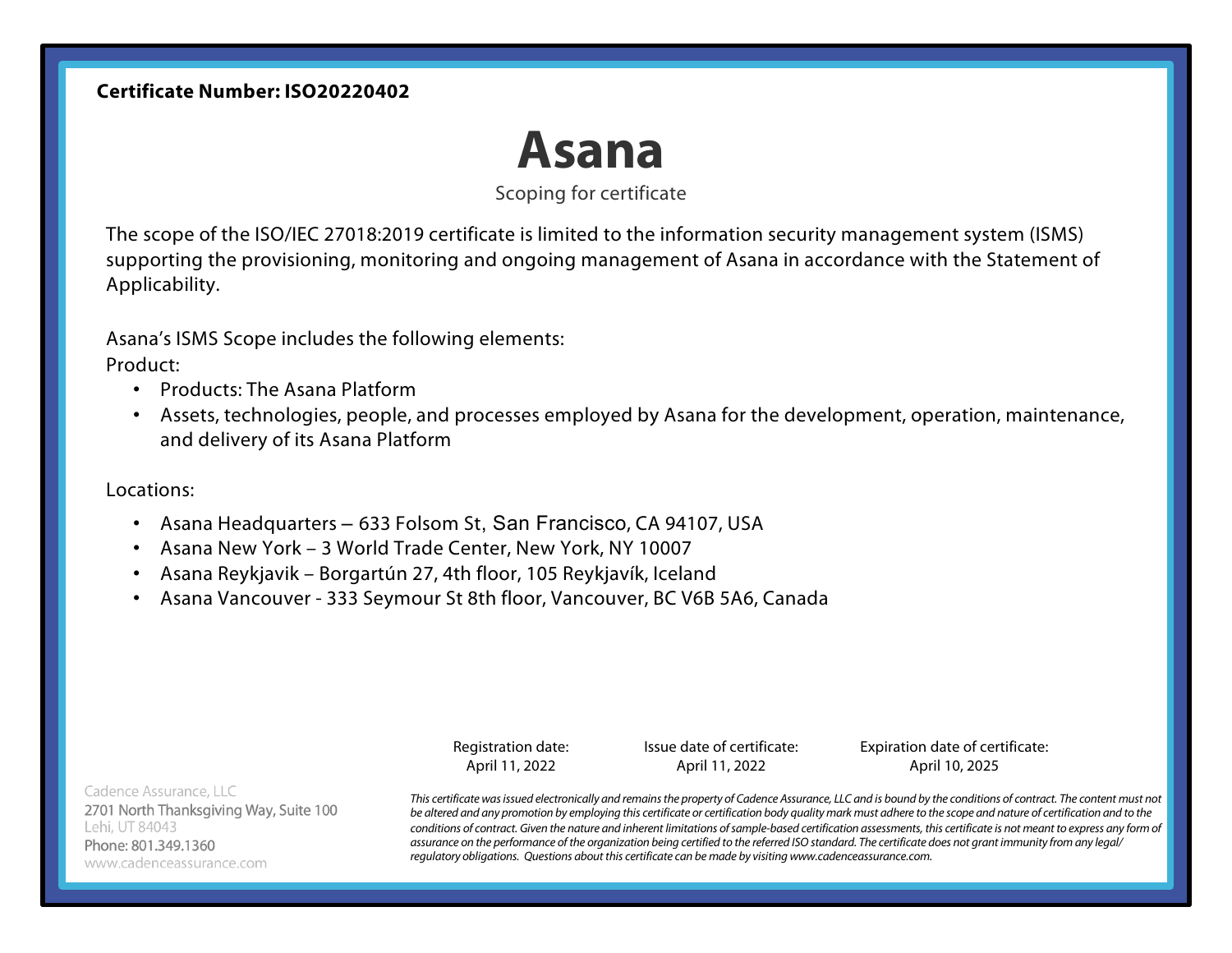**Certificate Number: ISO20220402**

# Asana

Scoping for certificate

The scope of the ISO/IEC 27018:2019 certificate is limited to the information security management system (ISMS) supporting the provisioning, monitoring and ongoing management of Asana in accordance with the Statement of Applicability.

Asana's ISMS Scope includes the following elements:

Product:

- Products: The Asana Platform
- Assets, technologies, people, and processes employed by Asana for the development, operation, maintenance, and delivery of its Asana Platform

Locations:

- Asana Headquarters – 633 Folsom St, San Francisco, CA 94107, USA
- Asana New York – 3 World Trade Center, New York, NY 10007
- Asana Reykjavik – Borgartún 27, 4th floor, 105 Reykjavík, Iceland
- Asana Vancouver - 333 Seymour St 8th floor, Vancouver, BC V6B 5A6, Canada

| Registration date: | Issue date of certificate: | Expiration date of certificate: |
|---|---|---|
| April 11, 2022 | April 11, 2022 | April 10, 2025 |

Cadence Assurance, LLC
2701 North Thanksgiving Way, Suite 100
Lehi, UT 84043
Phone: 801.349.1360
www.cadenceassurance.com

*This certificate was issued electronically and remains the property of Cadence Assurance, LLC and is bound by the conditions of contract. The content must not be altered and any promotion by employing this certificate or certification body quality mark must adhere to the scope and nature of certification and to the conditions of contract. Given the nature and inherent limitations of sample-based certification assessments, this certificate is not meant to express any form of assurance on the performance of the organization being certified to the referred ISO standard. The certificate does not grant immunity from any legal/ regulatory obligations. Questions about this certificate can be made by visiting www.cadenceassurance.com.*